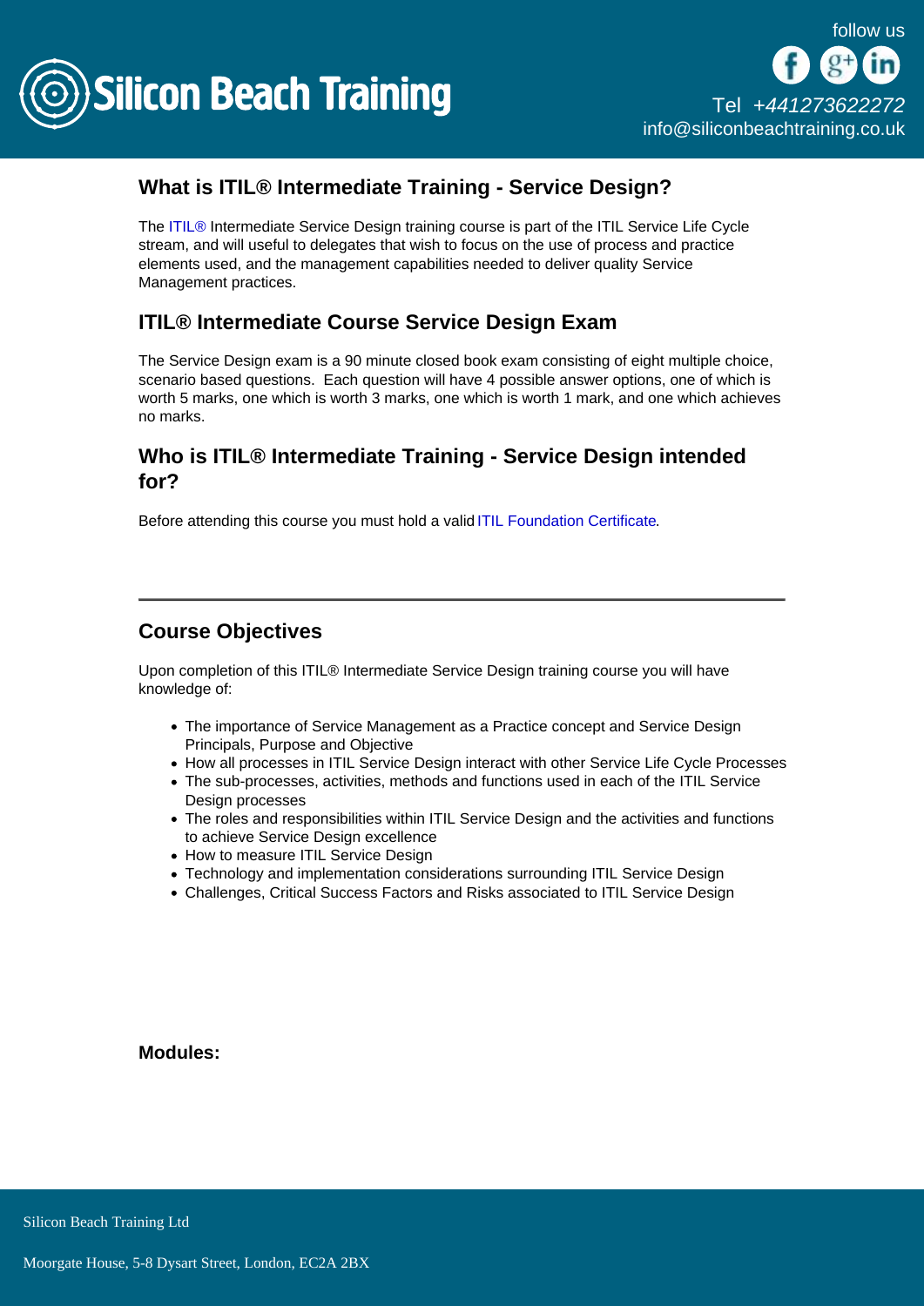## What is ITIL® Intermediate Training - Service Design?

The ITIL® Intermediate Service Design training course is part of the ITIL Service Life Cycle stream, and will useful to delegates that wish to focus on the use of process and practice elements used, and the management capabilities needed to deliver quality Service Management practices.

## ITIL® Intermediate Course Service Design Exam

The Service Design exam is a 90 minute closed book exam consisting of eight multiple choice, scenario based questions. Each question will have 4 possible answer options, one of which is worth 5 marks, one which is worth 3 marks, one which is worth 1 mark, and one which achieves no marks.

## Who is ITIL® Intermediate Training - Service Design intended for?

Before attending this course you must hold a valid ITIL Foundation Certificate.

---

## Course Objectives

Upon completion of this ITIL® Intermediate Service Design training course you will have knowledge of:

- The importance of Service Management as a Practice concept and Service Design Principals, Purpose and Objective
- How all processes in ITIL Service Design interact with other Service Life Cycle Processes
- The sub-processes, activities, methods and functions used in each of the ITIL Service Design processes
- The roles and responsibilities within ITIL Service Design and the activities and functions to achieve Service Design excellence
- How to measure ITIL Service Design
- Technology and implementation considerations surrounding ITIL Service Design
- Challenges, Critical Success Factors and Risks associated to ITIL Service Design

**Modules:**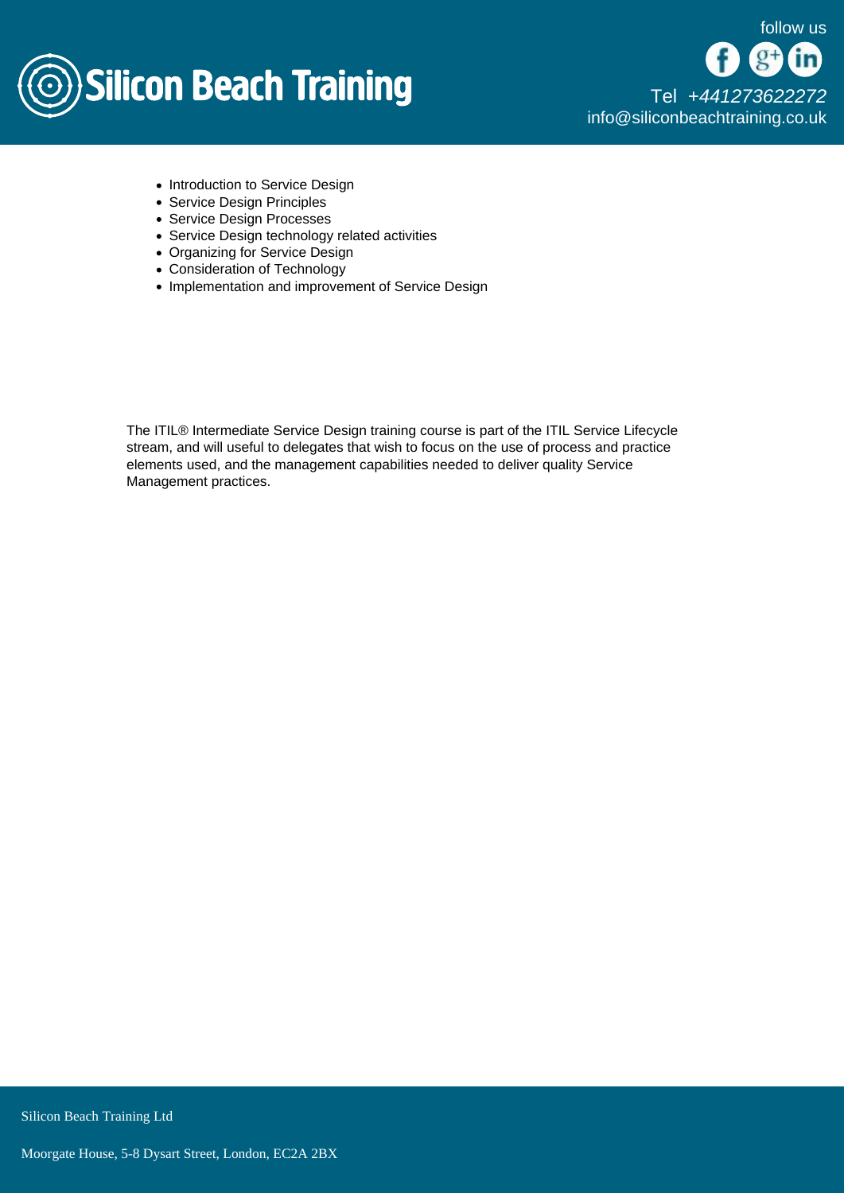- Introduction to Service Design
- Service Design Principles
- Service Design Processes
- Service Design technology related activities
- Organizing for Service Design
- Consideration of Technology
- Implementation and improvement of Service Design

The ITIL® Intermediate Service Design training course is part of the ITIL Service Lifecycle stream, and will useful to delegates that wish to focus on the use of process and practice elements used, and the management capabilities needed to deliver quality Service Management practices.